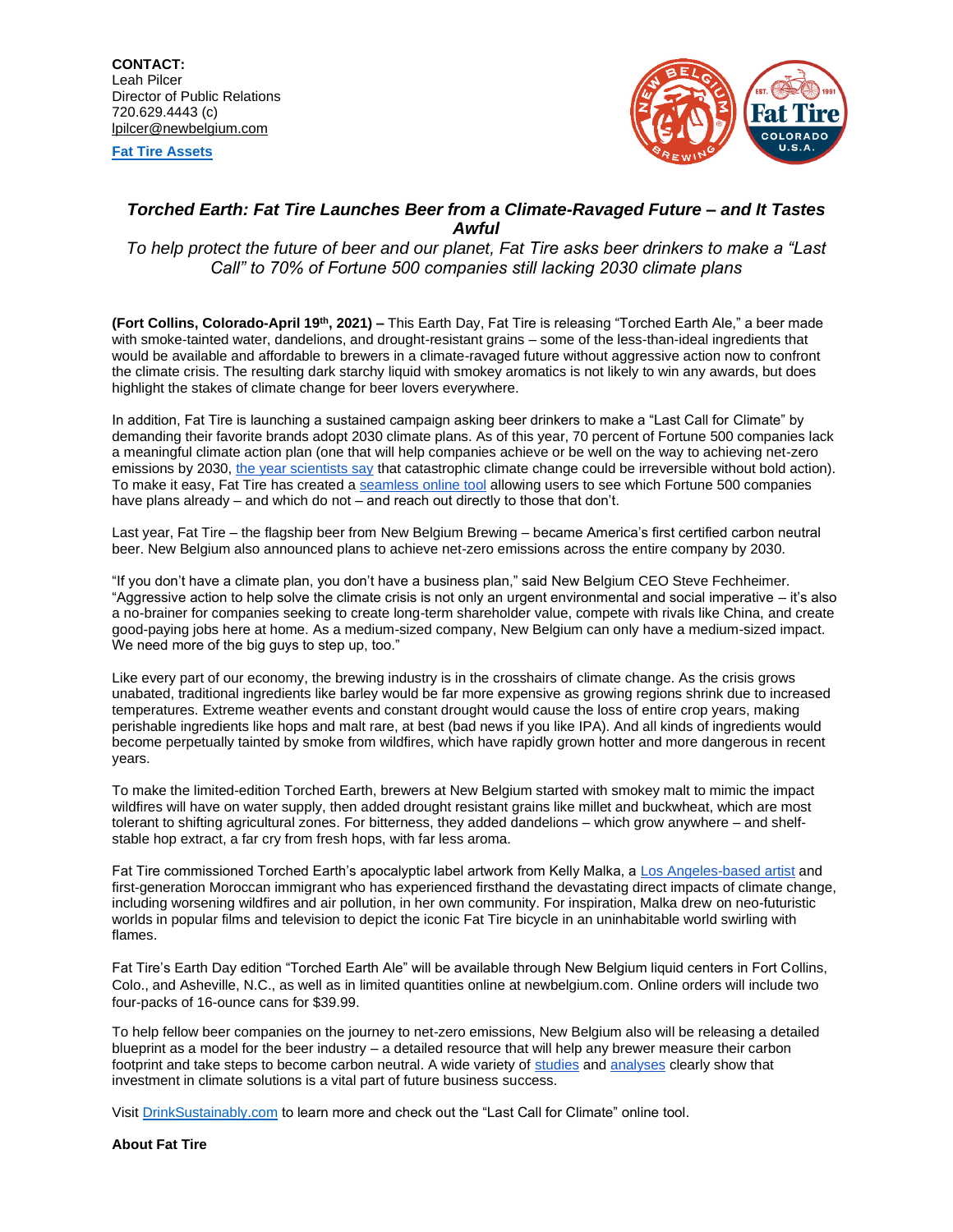**CONTACT:**
Leah Pilcer
Director of Public Relations
720.629.4443 (c)
lpilcer@newbelgium.com

**Fat Tire Assets**

# *Torched Earth: Fat Tire Launches Beer from a Climate-Ravaged Future – and It Tastes Awful*

*To help protect the future of beer and our planet, Fat Tire asks beer drinkers to make a "Last Call" to 70% of Fortune 500 companies still lacking 2030 climate plans*

**(Fort Collins, Colorado-April 19th, 2021) –** This Earth Day, Fat Tire is releasing "Torched Earth Ale," a beer made with smoke-tainted water, dandelions, and drought-resistant grains – some of the less-than-ideal ingredients that would be available and affordable to brewers in a climate-ravaged future without aggressive action now to confront the climate crisis. The resulting dark starchy liquid with smokey aromatics is not likely to win any awards, but does highlight the stakes of climate change for beer lovers everywhere.

In addition, Fat Tire is launching a sustained campaign asking beer drinkers to make a "Last Call for Climate" by demanding their favorite brands adopt 2030 climate plans. As of this year, 70 percent of Fortune 500 companies lack a meaningful climate action plan (one that will help companies achieve or be well on the way to achieving net-zero emissions by 2030, the year scientists say that catastrophic climate change could be irreversible without bold action). To make it easy, Fat Tire has created a seamless online tool allowing users to see which Fortune 500 companies have plans already – and which do not – and reach out directly to those that don't.

Last year, Fat Tire – the flagship beer from New Belgium Brewing – became America's first certified carbon neutral beer. New Belgium also announced plans to achieve net-zero emissions across the entire company by 2030.

"If you don't have a climate plan, you don't have a business plan," said New Belgium CEO Steve Fechheimer. "Aggressive action to help solve the climate crisis is not only an urgent environmental and social imperative – it's also a no-brainer for companies seeking to create long-term shareholder value, compete with rivals like China, and create good-paying jobs here at home. As a medium-sized company, New Belgium can only have a medium-sized impact. We need more of the big guys to step up, too."

Like every part of our economy, the brewing industry is in the crosshairs of climate change. As the crisis grows unabated, traditional ingredients like barley would be far more expensive as growing regions shrink due to increased temperatures. Extreme weather events and constant drought would cause the loss of entire crop years, making perishable ingredients like hops and malt rare, at best (bad news if you like IPA). And all kinds of ingredients would become perpetually tainted by smoke from wildfires, which have rapidly grown hotter and more dangerous in recent years.

To make the limited-edition Torched Earth, brewers at New Belgium started with smokey malt to mimic the impact wildfires will have on water supply, then added drought resistant grains like millet and buckwheat, which are most tolerant to shifting agricultural zones. For bitterness, they added dandelions – which grow anywhere – and shelf-stable hop extract, a far cry from fresh hops, with far less aroma.

Fat Tire commissioned Torched Earth's apocalyptic label artwork from Kelly Malka, a Los Angeles-based artist and first-generation Moroccan immigrant who has experienced firsthand the devastating direct impacts of climate change, including worsening wildfires and air pollution, in her own community. For inspiration, Malka drew on neo-futuristic worlds in popular films and television to depict the iconic Fat Tire bicycle in an uninhabitable world swirling with flames.

Fat Tire's Earth Day edition "Torched Earth Ale" will be available through New Belgium liquid centers in Fort Collins, Colo., and Asheville, N.C., as well as in limited quantities online at newbelgium.com. Online orders will include two four-packs of 16-ounce cans for $39.99.

To help fellow beer companies on the journey to net-zero emissions, New Belgium also will be releasing a detailed blueprint as a model for the beer industry – a detailed resource that will help any brewer measure their carbon footprint and take steps to become carbon neutral. A wide variety of studies and analyses clearly show that investment in climate solutions is a vital part of future business success.

Visit DrinkSustainably.com to learn more and check out the "Last Call for Climate" online tool.

**About Fat Tire**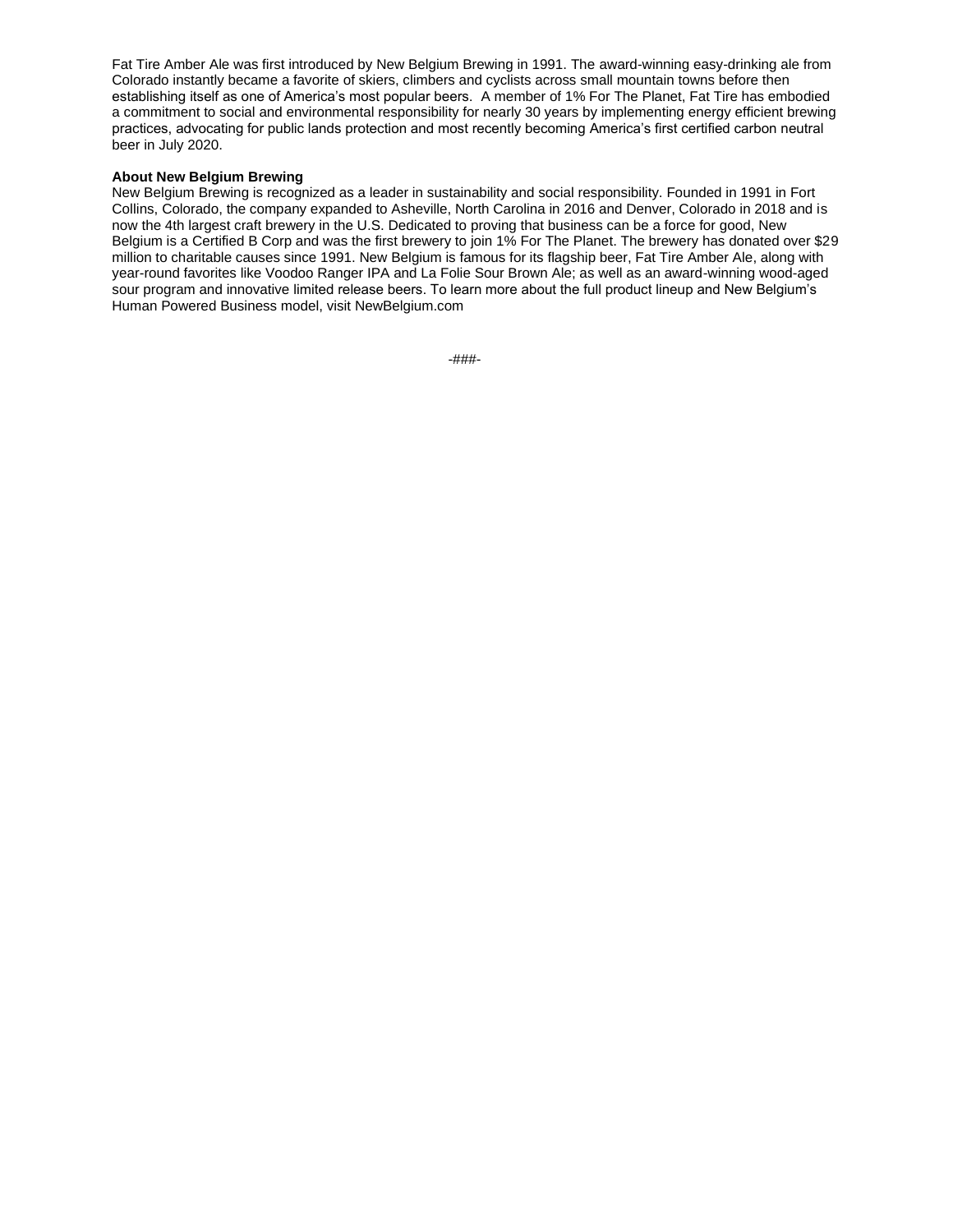Fat Tire Amber Ale was first introduced by New Belgium Brewing in 1991. The award-winning easy-drinking ale from Colorado instantly became a favorite of skiers, climbers and cyclists across small mountain towns before then establishing itself as one of America's most popular beers. A member of 1% For The Planet, Fat Tire has embodied a commitment to social and environmental responsibility for nearly 30 years by implementing energy efficient brewing practices, advocating for public lands protection and most recently becoming America's first certified carbon neutral beer in July 2020.

**About New Belgium Brewing**

New Belgium Brewing is recognized as a leader in sustainability and social responsibility. Founded in 1991 in Fort Collins, Colorado, the company expanded to Asheville, North Carolina in 2016 and Denver, Colorado in 2018 and is now the 4th largest craft brewery in the U.S. Dedicated to proving that business can be a force for good, New Belgium is a Certified B Corp and was the first brewery to join 1% For The Planet. The brewery has donated over $29 million to charitable causes since 1991. New Belgium is famous for its flagship beer, Fat Tire Amber Ale, along with year-round favorites like Voodoo Ranger IPA and La Folie Sour Brown Ale; as well as an award-winning wood-aged sour program and innovative limited release beers. To learn more about the full product lineup and New Belgium's Human Powered Business model, visit NewBelgium.com

-###-